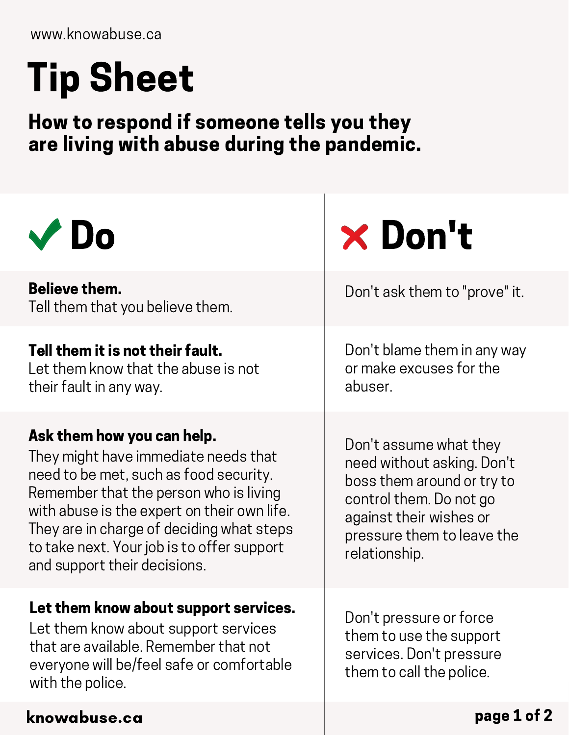www.knowabuse.ca

# Tip Sheet

## How to respond if someone tells you they are living with abuse during the pandemic.

| ✓ Do | ✗ Don't |
| --- | --- |
| **Believe them.** Tell them that you believe them. | Don't ask them to "prove" it. |
| **Tell them it is not their fault.** Let them know that the abuse is not their fault in any way. | Don't blame them in any way or make excuses for the abuser. |
| **Ask them how you can help.** They might have immediate needs that need to be met, such as food security. Remember that the person who is living with abuse is the expert on their own life. They are in charge of deciding what steps to take next. Your job is to offer support and support their decisions. | Don't assume what they need without asking. Don't boss them around or try to control them. Do not go against their wishes or pressure them to leave the relationship. |
| **Let them know about support services.** Let them know about support services that are available. Remember that not everyone will be/feel safe or comfortable with the police. | Don't pressure or force them to use the support services. Don't pressure them to call the police. |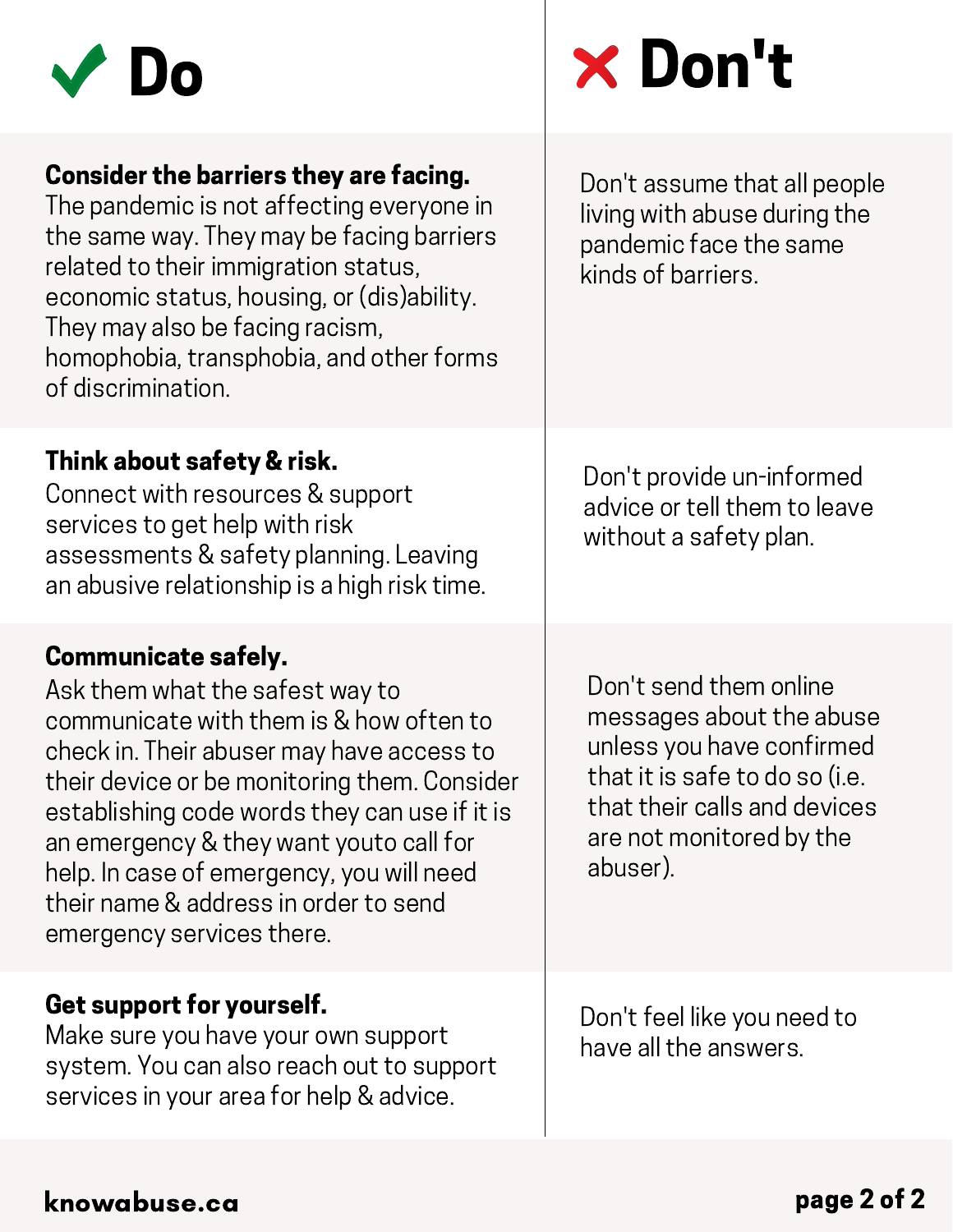| ✓ Do | ✗ Don't |
| --- | --- |
| **Consider the barriers they are facing.** The pandemic is not affecting everyone in the same way. They may be facing barriers related to their immigration status, economic status, housing, or (dis)ability. They may also be facing racism, homophobia, transphobia, and other forms of discrimination. | Don't assume that all people living with abuse during the pandemic face the same kinds of barriers. |
| **Think about safety & risk.** Connect with resources & support services to get help with risk assessments & safety planning. Leaving an abusive relationship is a high risk time. | Don't provide un-informed advice or tell them to leave without a safety plan. |
| **Communicate safely.** Ask them what the safest way to communicate with them is & how often to check in. Their abuser may have access to their device or be monitoring them. Consider establishing code words they can use if it is an emergency & they want youto call for help. In case of emergency, you will need their name & address in order to send emergency services there. | Don't send them online messages about the abuse unless you have confirmed that it is safe to do so (i.e. that their calls and devices are not monitored by the abuser). |
| **Get support for yourself.** Make sure you have your own support system. You can also reach out to support services in your area for help & advice. | Don't feel like you need to have all the answers. |

**knowabuse.ca**